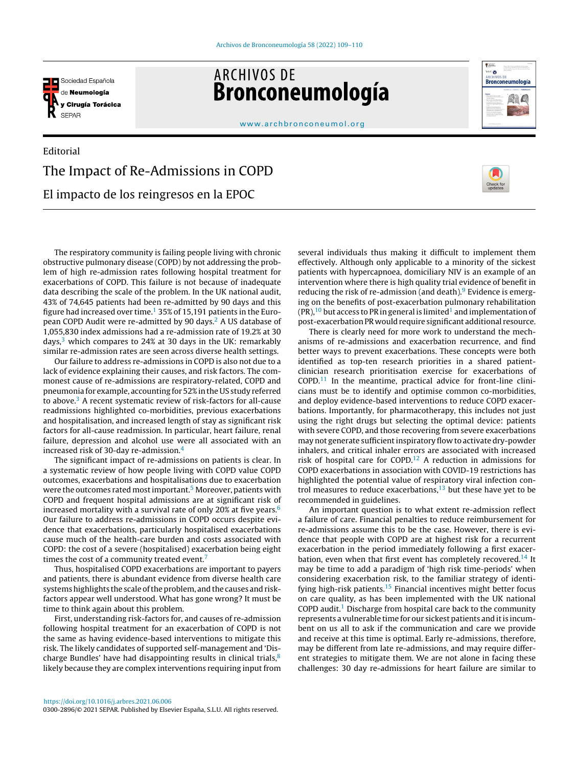Editorial

# The Impact of Re-Admissions in COPD

## El impacto de los reingresos en la EPOC

The respiratory community is failing people living with chronic obstructive pulmonary disease (COPD) by not addressing the problem of high re-admission rates following hospital treatment for exacerbations of COPD. This failure is not because of inadequate data describing the scale of the problem. In the UK national audit, 43% of 74,645 patients had been re-admitted by 90 days and this figure had increased over time.[1] 35% of 15,191 patients in the European COPD Audit were re-admitted by 90 days.[2] A US database of 1,055,830 index admissions had a re-admission rate of 19.2% at 30 days,[3] which compares to 24% at 30 days in the UK: remarkably similar re-admission rates are seen across diverse health settings.

Our failure to address re-admissions in COPD is also not due to a lack of evidence explaining their causes, and risk factors. The commonest cause of re-admissions are respiratory-related, COPD and pneumonia for example, accounting for 52% in the US study referred to above.[3] A recent systematic review of risk-factors for all-cause readmissions highlighted co-morbidities, previous exacerbations and hospitalisation, and increased length of stay as significant risk factors for all-cause readmission. In particular, heart failure, renal failure, depression and alcohol use were all associated with an increased risk of 30-day re-admission.[4]

The significant impact of re-admissions on patients is clear. In a systematic review of how people living with COPD value COPD outcomes, exacerbations and hospitalisations due to exacerbation were the outcomes rated most important.[5] Moreover, patients with COPD and frequent hospital admissions are at significant risk of increased mortality with a survival rate of only 20% at five years.[6] Our failure to address re-admissions in COPD occurs despite evidence that exacerbations, particularly hospitalised exacerbations cause much of the health-care burden and costs associated with COPD: the cost of a severe (hospitalised) exacerbation being eight times the cost of a community treated event.[7]

Thus, hospitalised COPD exacerbations are important to payers and patients, there is abundant evidence from diverse health care systems highlights the scale of the problem, and the causes and risk-factors appear well understood. What has gone wrong? It must be time to think again about this problem.

First, understanding risk-factors for, and causes of re-admission following hospital treatment for an exacerbation of COPD is not the same as having evidence-based interventions to mitigate this risk. The likely candidates of supported self-management and 'Discharge Bundles' have had disappointing results in clinical trials,[8] likely because they are complex interventions requiring input from several individuals thus making it difficult to implement them effectively. Although only applicable to a minority of the sickest patients with hypercapnoea, domiciliary NIV is an example of an intervention where there is high quality trial evidence of benefit in reducing the risk of re-admission (and death).[9] Evidence is emerging on the benefits of post-exacerbation pulmonary rehabilitation (PR),[10] but access to PR in general is limited[1] and implementation of post-exacerbation PR would require significant additional resource.

There is clearly need for more work to understand the mechanisms of re-admissions and exacerbation recurrence, and find better ways to prevent exacerbations. These concepts were both identified as top-ten research priorities in a shared patient-clinician research prioritisation exercise for exacerbations of COPD.[11] In the meantime, practical advice for front-line clinicians must be to identify and optimise common co-morbidities, and deploy evidence-based interventions to reduce COPD exacerbations. Importantly, for pharmacotherapy, this includes not just using the right drugs but selecting the optimal device: patients with severe COPD, and those recovering from severe exacerbations may not generate sufficient inspiratory flow to activate dry-powder inhalers, and critical inhaler errors are associated with increased risk of hospital care for COPD.[12] A reduction in admissions for COPD exacerbations in association with COVID-19 restrictions has highlighted the potential value of respiratory viral infection control measures to reduce exacerbations,[13] but these have yet to be recommended in guidelines.

An important question is to what extent re-admission reflect a failure of care. Financial penalties to reduce reimbursement for re-admissions assume this to be the case. However, there is evidence that people with COPD are at highest risk for a recurrent exacerbation in the period immediately following a first exacerbation, even when that first event has completely recovered.[14] It may be time to add a paradigm of 'high risk time-periods' when considering exacerbation risk, to the familiar strategy of identifying high-risk patients.[15] Financial incentives might better focus on care quality, as has been implemented with the UK national COPD audit.[1] Discharge from hospital care back to the community represents a vulnerable time for our sickest patients and it is incumbent on us all to ask if the communication and care we provide and receive at this time is optimal. Early re-admissions, therefore, may be different from late re-admissions, and may require different strategies to mitigate them. We are not alone in facing these challenges: 30 day re-admissions for heart failure are similar to

https://doi.org/10.1016/j.arbres.2021.06.006

0300-2896/© 2021 SEPAR. Published by Elsevier España, S.L.U. All rights reserved.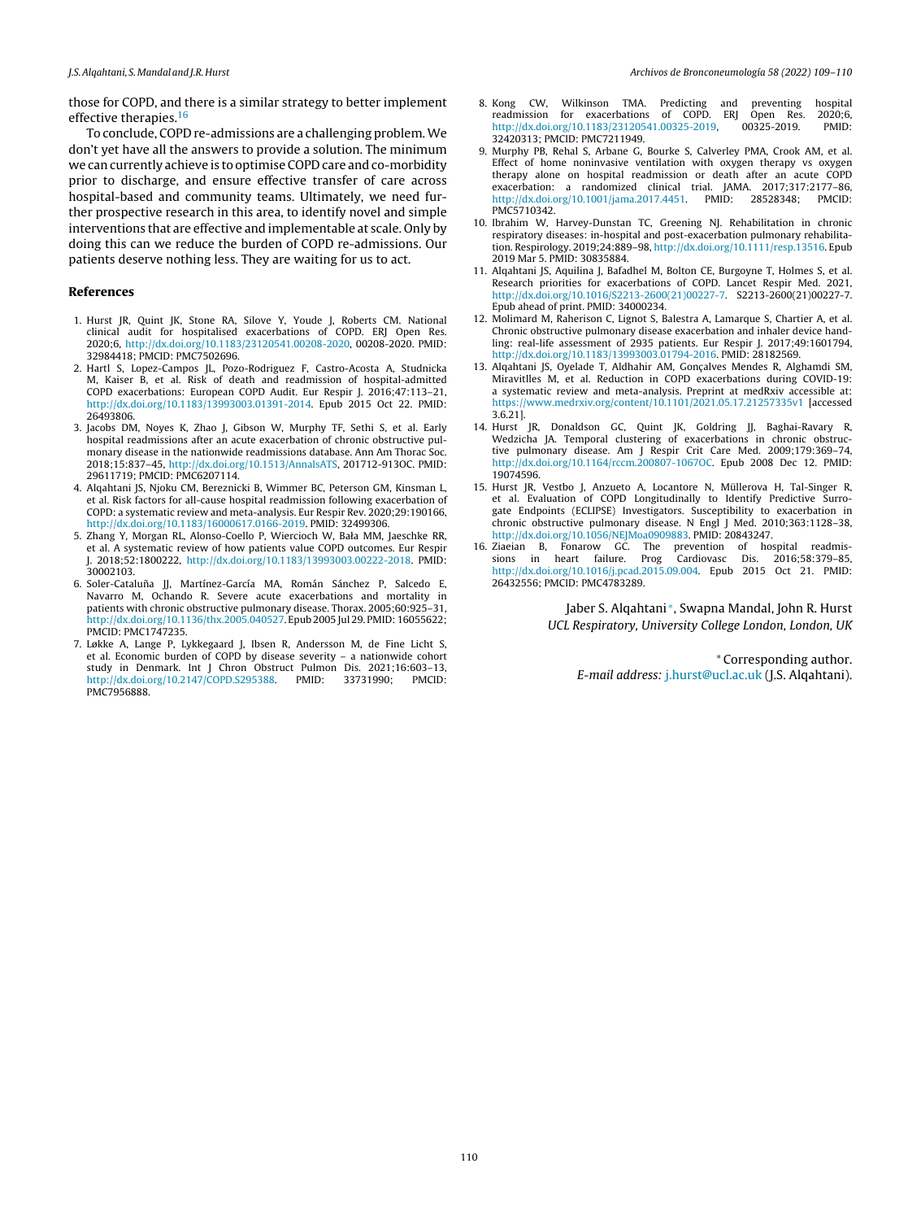those for COPD, and there is a similar strategy to better implement effective therapies.[16]

To conclude, COPD re-admissions are a challenging problem. We don't yet have all the answers to provide a solution. The minimum we can currently achieve is to optimise COPD care and co-morbidity prior to discharge, and ensure effective transfer of care across hospital-based and community teams. Ultimately, we need further prospective research in this area, to identify novel and simple interventions that are effective and implementable at scale. Only by doing this can we reduce the burden of COPD re-admissions. Our patients deserve nothing less. They are waiting for us to act.

## References

1. Hurst JR, Quint JK, Stone RA, Silove Y, Youde J, Roberts CM. National clinical audit for hospitalised exacerbations of COPD. ERJ Open Res. 2020;6, http://dx.doi.org/10.1183/23120541.00208-2020, 00208-2020. PMID: 32984418; PMCID: PMC7502696.
2. Hartl S, Lopez-Campos JL, Pozo-Rodriguez F, Castro-Acosta A, Studnicka M, Kaiser B, et al. Risk of death and readmission of hospital-admitted COPD exacerbations: European COPD Audit. Eur Respir J. 2016;47:113–21, http://dx.doi.org/10.1183/13993003.01391-2014. Epub 2015 Oct 22. PMID: 26493806.
3. Jacobs DM, Noyes K, Zhao J, Gibson W, Murphy TF, Sethi S, et al. Early hospital readmissions after an acute exacerbation of chronic obstructive pulmonary disease in the nationwide readmissions database. Ann Am Thorac Soc. 2018;15:837–45, http://dx.doi.org/10.1513/AnnalsATS, 201712-913OC. PMID: 29611719; PMCID: PMC6207114.
4. Alqahtani JS, Njoku CM, Bereznicki B, Wimmer BC, Peterson GM, Kinsman L, et al. Risk factors for all-cause hospital readmission following exacerbation of COPD: a systematic review and meta-analysis. Eur Respir Rev. 2020;29:190166, http://dx.doi.org/10.1183/16000617.0166-2019. PMID: 32499306.
5. Zhang Y, Morgan RL, Alonso-Coello P, Wiercioch W, Bała MM, Jaeschke RR, et al. A systematic review of how patients value COPD outcomes. Eur Respir J. 2018;52:1800222, http://dx.doi.org/10.1183/13993003.00222-2018. PMID: 30002103.
6. Soler-Cataluña JJ, Martínez-García MA, Román Sánchez P, Salcedo E, Navarro M, Ochando R. Severe acute exacerbations and mortality in patients with chronic obstructive pulmonary disease. Thorax. 2005;60:925–31, http://dx.doi.org/10.1136/thx.2005.040527. Epub 2005 Jul 29. PMID: 16055622; PMCID: PMC1747235.
7. Løkke A, Lange P, Lykkegaard J, Ibsen R, Andersson M, de Fine Licht S, et al. Economic burden of COPD by disease severity – a nationwide cohort study in Denmark. Int J Chron Obstruct Pulmon Dis. 2021;16:603–13, http://dx.doi.org/10.2147/COPD.S295388. PMID: 33731990; PMCID: PMC7956888.
8. Kong CW, Wilkinson TMA. Predicting and preventing hospital readmission for exacerbations of COPD. ERJ Open Res. 2020;6, http://dx.doi.org/10.1183/23120541.00325-2019, 00325-2019. PMID: 32420313; PMCID: PMC7211949.
9. Murphy PB, Rehal S, Arbane G, Bourke S, Calverley PMA, Crook AM, et al. Effect of home noninvasive ventilation with oxygen therapy vs oxygen therapy alone on hospital readmission or death after an acute COPD exacerbation: a randomized clinical trial. JAMA. 2017;317:2177–86, http://dx.doi.org/10.1001/jama.2017.4451. PMID: 28528348; PMCID: PMC5710342.
10. Ibrahim W, Harvey-Dunstan TC, Greening NJ. Rehabilitation in chronic respiratory diseases: in-hospital and post-exacerbation pulmonary rehabilitation. Respirology. 2019;24:889–98, http://dx.doi.org/10.1111/resp.13516. Epub 2019 Mar 5. PMID: 30835884.
11. Alqahtani JS, Aquilina J, Bafadhel M, Bolton CE, Burgoyne T, Holmes S, et al. Research priorities for exacerbations of COPD. Lancet Respir Med. 2021, http://dx.doi.org/10.1016/S2213-2600(21)00227-7. S2213-2600(21)00227-7. Epub ahead of print. PMID: 34000234.
12. Molimard M, Raherison C, Lignot S, Balestra A, Lamarque S, Chartier A, et al. Chronic obstructive pulmonary disease exacerbation and inhaler device handling: real-life assessment of 2935 patients. Eur Respir J. 2017;49:1601794, http://dx.doi.org/10.1183/13993003.01794-2016. PMID: 28182569.
13. Alqahtani JS, Oyelade T, Aldhahir AM, Gonçalves Mendes R, Alghamdi SM, Miravitlles M, et al. Reduction in COPD exacerbations during COVID-19: a systematic review and meta-analysis. Preprint at medRxiv accessible at: https://www.medrxiv.org/content/10.1101/2021.05.17.21257335v1 [accessed 3.6.21].
14. Hurst JR, Donaldson GC, Quint JK, Goldring JJ, Baghai-Ravary R, Wedzicha JA. Temporal clustering of exacerbations in chronic obstructive pulmonary disease. Am J Respir Crit Care Med. 2009;179:369–74, http://dx.doi.org/10.1164/rccm.200807-1067OC. Epub 2008 Dec 12. PMID: 19074596.
15. Hurst JR, Vestbo J, Anzueto A, Locantore N, Müllerova H, Tal-Singer R, et al. Evaluation of COPD Longitudinally to Identify Predictive Surrogate Endpoints (ECLIPSE) Investigators. Susceptibility to exacerbation in chronic obstructive pulmonary disease. N Engl J Med. 2010;363:1128–38, http://dx.doi.org/10.1056/NEJMoa0909883. PMID: 20843247.
16. Ziaeian B, Fonarow GC. The prevention of hospital readmissions in heart failure. Prog Cardiovasc Dis. 2016;58:379–85, http://dx.doi.org/10.1016/j.pcad.2015.09.004. Epub 2015 Oct 21. PMID: 26432556; PMCID: PMC4783289.

Jaber S. Alqahtani*, Swapna Mandal, John R. Hurst
*UCL Respiratory, University College London, London, UK*

\* Corresponding author.
*E-mail address:* j.hurst@ucl.ac.uk (J.S. Alqahtani).